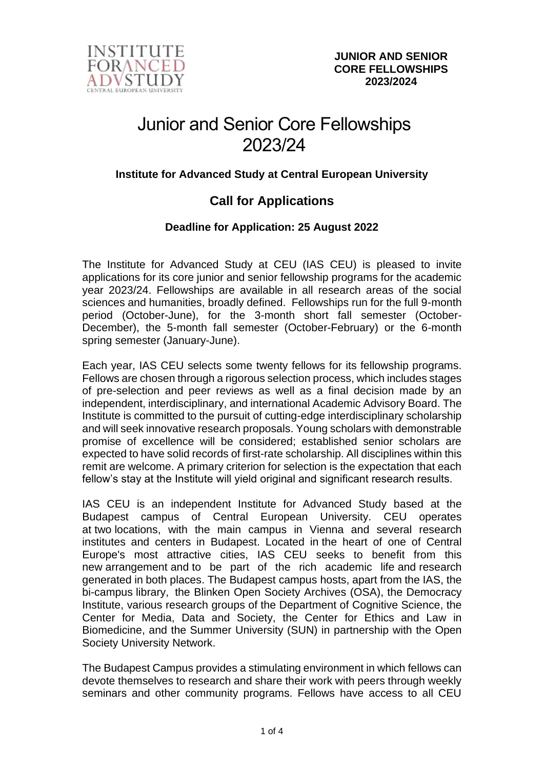# Junior and Senior Core Fellowships 2023/24

### Institute for Advanced Study at Central European University

## Call for Applications

### Deadline for Application: 25 August 2022

The Institute for Advanced Study at CEU (IAS CEU) is pleased to invite applications for its core junior and senior fellowship programs for the academic year 2023/24. Fellowships are available in all research areas of the social sciences and humanities, broadly defined. Fellowships run for the full 9-month period (October-June), for the 3-month short fall semester (October-December), the 5-month fall semester (October-February) or the 6-month spring semester (January-June).

Each year, IAS CEU selects some twenty fellows for its fellowship programs. Fellows are chosen through a rigorous selection process, which includes stages of pre-selection and peer reviews as well as a final decision made by an independent, interdisciplinary, and international Academic Advisory Board. The Institute is committed to the pursuit of cutting-edge interdisciplinary scholarship and will seek innovative research proposals. Young scholars with demonstrable promise of excellence will be considered; established senior scholars are expected to have solid records of first-rate scholarship. All disciplines within this remit are welcome. A primary criterion for selection is the expectation that each fellow's stay at the Institute will yield original and significant research results.

IAS CEU is an independent Institute for Advanced Study based at the Budapest campus of Central European University. CEU operates at two locations, with the main campus in Vienna and several research institutes and centers in Budapest. Located in the heart of one of Central Europe's most attractive cities, IAS CEU seeks to benefit from this new arrangement and to be part of the rich academic life and research generated in both places. The Budapest campus hosts, apart from the IAS, the bi-campus library, the Blinken Open Society Archives (OSA), the Democracy Institute, various research groups of the Department of Cognitive Science, the Center for Media, Data and Society, the Center for Ethics and Law in Biomedicine, and the Summer University (SUN) in partnership with the Open Society University Network.

The Budapest Campus provides a stimulating environment in which fellows can devote themselves to research and share their work with peers through weekly seminars and other community programs. Fellows have access to all CEU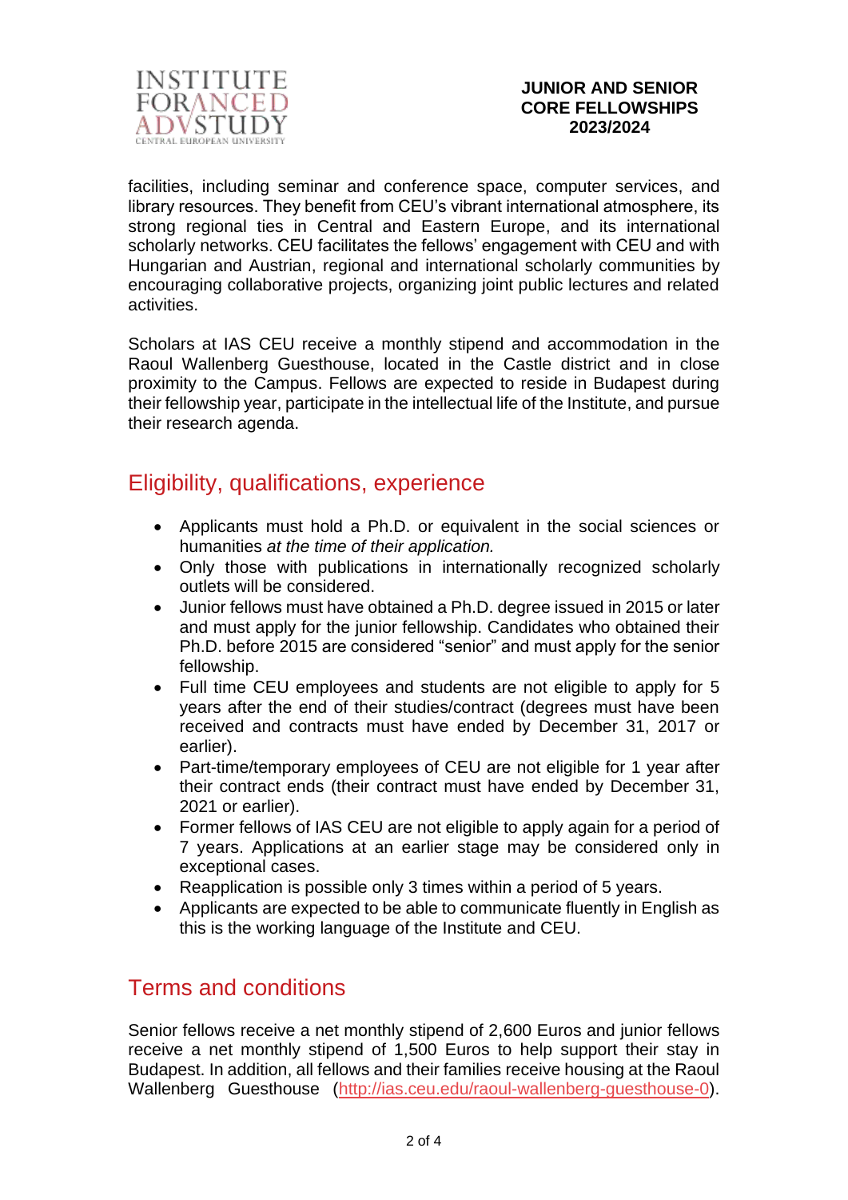facilities, including seminar and conference space, computer services, and library resources. They benefit from CEU's vibrant international atmosphere, its strong regional ties in Central and Eastern Europe, and its international scholarly networks. CEU facilitates the fellows' engagement with CEU and with Hungarian and Austrian, regional and international scholarly communities by encouraging collaborative projects, organizing joint public lectures and related activities.

Scholars at IAS CEU receive a monthly stipend and accommodation in the Raoul Wallenberg Guesthouse, located in the Castle district and in close proximity to the Campus. Fellows are expected to reside in Budapest during their fellowship year, participate in the intellectual life of the Institute, and pursue their research agenda.

## Eligibility, qualifications, experience

- Applicants must hold a Ph.D. or equivalent in the social sciences or humanities *at the time of their application.*
- Only those with publications in internationally recognized scholarly outlets will be considered.
- Junior fellows must have obtained a Ph.D. degree issued in 2015 or later and must apply for the junior fellowship. Candidates who obtained their Ph.D. before 2015 are considered "senior" and must apply for the senior fellowship.
- Full time CEU employees and students are not eligible to apply for 5 years after the end of their studies/contract (degrees must have been received and contracts must have ended by December 31, 2017 or earlier).
- Part-time/temporary employees of CEU are not eligible for 1 year after their contract ends (their contract must have ended by December 31, 2021 or earlier).
- Former fellows of IAS CEU are not eligible to apply again for a period of 7 years. Applications at an earlier stage may be considered only in exceptional cases.
- Reapplication is possible only 3 times within a period of 5 years.
- Applicants are expected to be able to communicate fluently in English as this is the working language of the Institute and CEU.

## Terms and conditions

Senior fellows receive a net monthly stipend of 2,600 Euros and junior fellows receive a net monthly stipend of 1,500 Euros to help support their stay in Budapest. In addition, all fellows and their families receive housing at the Raoul Wallenberg Guesthouse (http://ias.ceu.edu/raoul-wallenberg-guesthouse-0).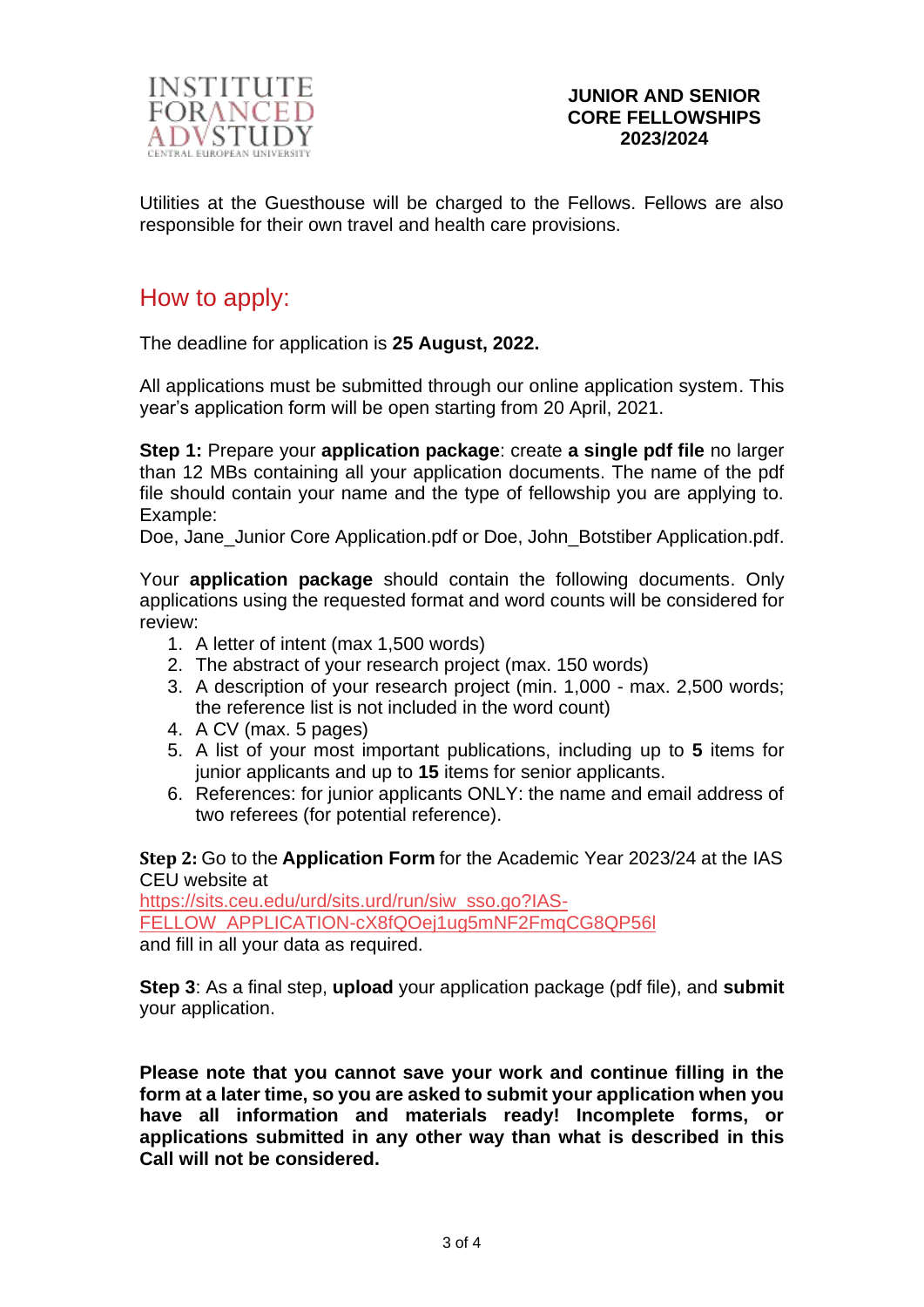Utilities at the Guesthouse will be charged to the Fellows. Fellows are also responsible for their own travel and health care provisions.

## How to apply:

The deadline for application is **25 August, 2022.**

All applications must be submitted through our online application system. This year's application form will be open starting from 20 April, 2021.

**Step 1:** Prepare your **application package**: create **a single pdf file** no larger than 12 MBs containing all your application documents. The name of the pdf file should contain your name and the type of fellowship you are applying to. Example:
Doe, Jane_Junior Core Application.pdf or Doe, John_Botstiber Application.pdf.

Your **application package** should contain the following documents. Only applications using the requested format and word counts will be considered for review:

1. A letter of intent (max 1,500 words)
2. The abstract of your research project (max. 150 words)
3. A description of your research project (min. 1,000 - max. 2,500 words; the reference list is not included in the word count)
4. A CV (max. 5 pages)
5. A list of your most important publications, including up to **5** items for junior applicants and up to **15** items for senior applicants.
6. References: for junior applicants ONLY: the name and email address of two referees (for potential reference).

**Step 2:** Go to the **Application Form** for the Academic Year 2023/24 at the IAS CEU website at
https://sits.ceu.edu/urd/sits.urd/run/siw_sso.go?IAS-FELLOW_APPLICATION-cX8fQOej1ug5mNF2FmqCG8QP56l
and fill in all your data as required.

**Step 3**: As a final step, **upload** your application package (pdf file), and **submit** your application.

**Please note that you cannot save your work and continue filling in the form at a later time, so you are asked to submit your application when you have all information and materials ready! Incomplete forms, or applications submitted in any other way than what is described in this Call will not be considered.**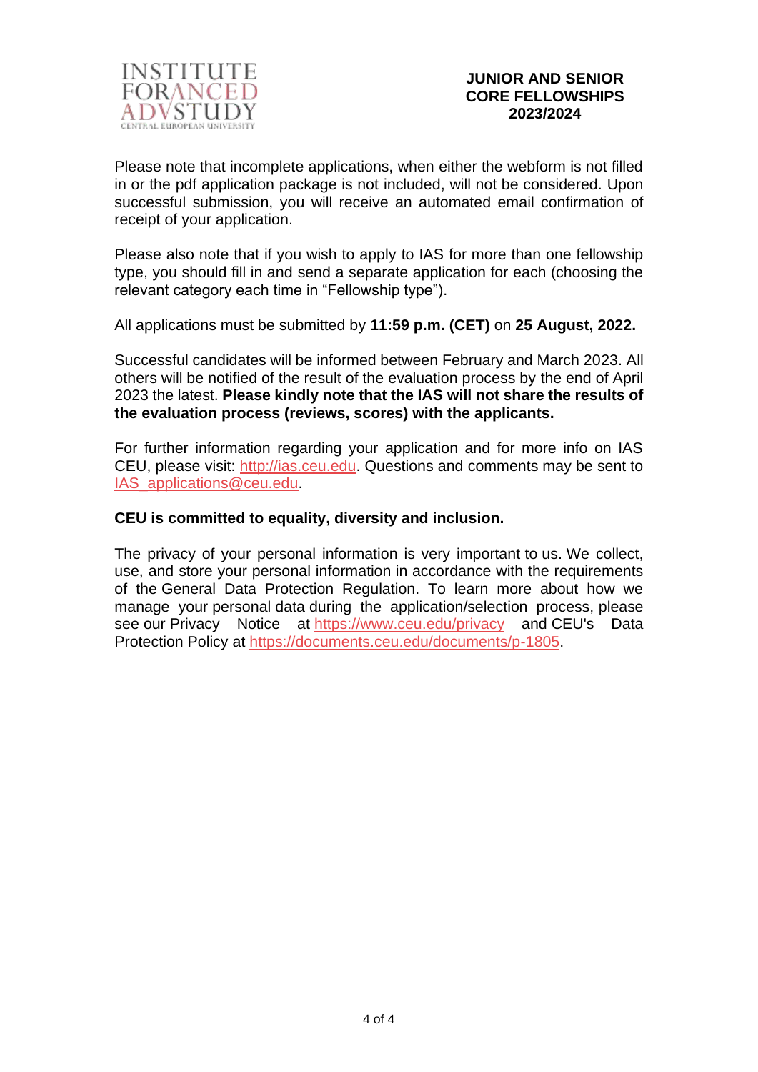Please note that incomplete applications, when either the webform is not filled in or the pdf application package is not included, will not be considered. Upon successful submission, you will receive an automated email confirmation of receipt of your application.

Please also note that if you wish to apply to IAS for more than one fellowship type, you should fill in and send a separate application for each (choosing the relevant category each time in "Fellowship type").

All applications must be submitted by **11:59 p.m. (CET)** on **25 August, 2022.**

Successful candidates will be informed between February and March 2023. All others will be notified of the result of the evaluation process by the end of April 2023 the latest. **Please kindly note that the IAS will not share the results of the evaluation process (reviews, scores) with the applicants.**

For further information regarding your application and for more info on IAS CEU, please visit: http://ias.ceu.edu. Questions and comments may be sent to IAS_applications@ceu.edu.

**CEU is committed to equality, diversity and inclusion.**

The privacy of your personal information is very important to us. We collect, use, and store your personal information in accordance with the requirements of the General Data Protection Regulation. To learn more about how we manage your personal data during the application/selection process, please see our Privacy Notice at https://www.ceu.edu/privacy and CEU's Data Protection Policy at https://documents.ceu.edu/documents/p-1805.